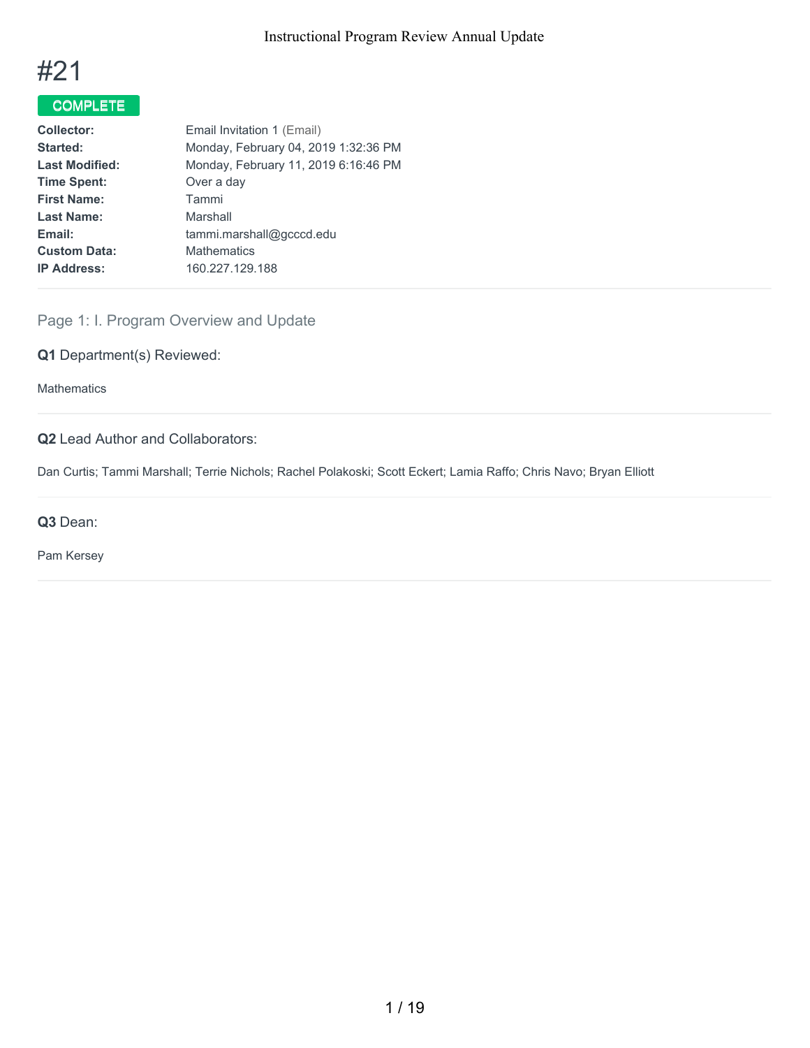# #21

**COMPLETE**

| | |
|---|---|
| **Collector:** | Email Invitation 1 (Email) |
| **Started:** | Monday, February 04, 2019 1:32:36 PM |
| **Last Modified:** | Monday, February 11, 2019 6:16:46 PM |
| **Time Spent:** | Over a day |
| **First Name:** | Tammi |
| **Last Name:** | Marshall |
| **Email:** | tammi.marshall@gcccd.edu |
| **Custom Data:** | Mathematics |
| **IP Address:** | 160.227.129.188 |

## Page 1: I. Program Overview and Update

**Q1** Department(s) Reviewed:

Mathematics

**Q2** Lead Author and Collaborators:

Dan Curtis; Tammi Marshall; Terrie Nichols; Rachel Polakoski; Scott Eckert; Lamia Raffo; Chris Navo; Bryan Elliott

**Q3** Dean:

Pam Kersey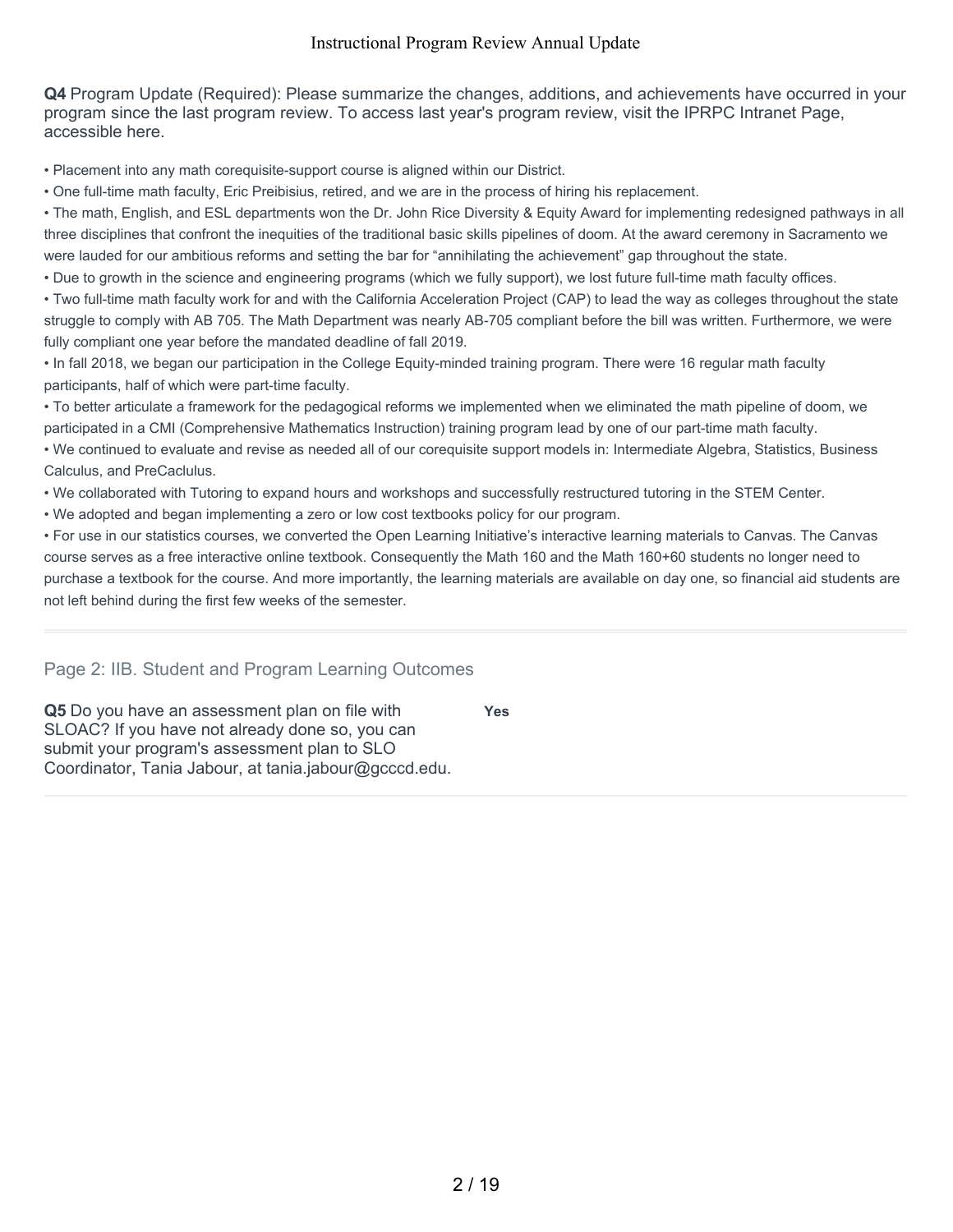**Q4** Program Update (Required): Please summarize the changes, additions, and achievements have occurred in your program since the last program review. To access last year's program review, visit the IPRPC Intranet Page, accessible here.

- Placement into any math corequisite-support course is aligned within our District.
- One full-time math faculty, Eric Preibisius, retired, and we are in the process of hiring his replacement.
- The math, English, and ESL departments won the Dr. John Rice Diversity & Equity Award for implementing redesigned pathways in all three disciplines that confront the inequities of the traditional basic skills pipelines of doom. At the award ceremony in Sacramento we were lauded for our ambitious reforms and setting the bar for "annihilating the achievement" gap throughout the state.
- Due to growth in the science and engineering programs (which we fully support), we lost future full-time math faculty offices.
- Two full-time math faculty work for and with the California Acceleration Project (CAP) to lead the way as colleges throughout the state struggle to comply with AB 705. The Math Department was nearly AB-705 compliant before the bill was written. Furthermore, we were fully compliant one year before the mandated deadline of fall 2019.
- In fall 2018, we began our participation in the College Equity-minded training program. There were 16 regular math faculty participants, half of which were part-time faculty.
- To better articulate a framework for the pedagogical reforms we implemented when we eliminated the math pipeline of doom, we participated in a CMI (Comprehensive Mathematics Instruction) training program lead by one of our part-time math faculty.
- We continued to evaluate and revise as needed all of our corequisite support models in: Intermediate Algebra, Statistics, Business Calculus, and PreCaclulus.
- We collaborated with Tutoring to expand hours and workshops and successfully restructured tutoring in the STEM Center.
- We adopted and began implementing a zero or low cost textbooks policy for our program.
- For use in our statistics courses, we converted the Open Learning Initiative's interactive learning materials to Canvas. The Canvas course serves as a free interactive online textbook. Consequently the Math 160 and the Math 160+60 students no longer need to purchase a textbook for the course. And more importantly, the learning materials are available on day one, so financial aid students are not left behind during the first few weeks of the semester.

## Page 2: IIB. Student and Program Learning Outcomes

**Q5** Do you have an assessment plan on file with SLOAC? If you have not already done so, you can submit your program's assessment plan to SLO Coordinator, Tania Jabour, at tania.jabour@gcccd.edu.

**Yes**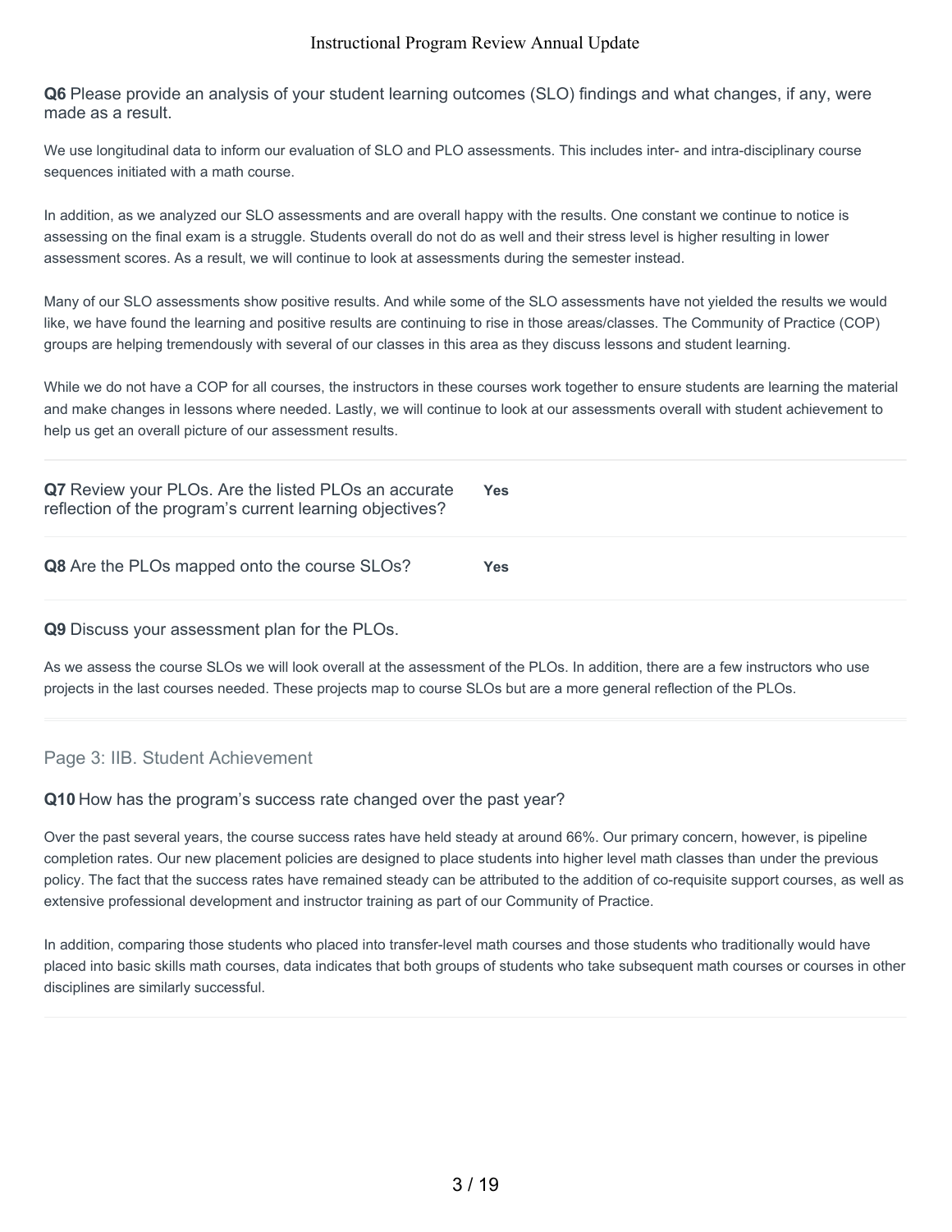**Q6** Please provide an analysis of your student learning outcomes (SLO) findings and what changes, if any, were made as a result.

We use longitudinal data to inform our evaluation of SLO and PLO assessments. This includes inter- and intra-disciplinary course sequences initiated with a math course.

In addition, as we analyzed our SLO assessments and are overall happy with the results. One constant we continue to notice is assessing on the final exam is a struggle. Students overall do not do as well and their stress level is higher resulting in lower assessment scores. As a result, we will continue to look at assessments during the semester instead.

Many of our SLO assessments show positive results. And while some of the SLO assessments have not yielded the results we would like, we have found the learning and positive results are continuing to rise in those areas/classes. The Community of Practice (COP) groups are helping tremendously with several of our classes in this area as they discuss lessons and student learning.

While we do not have a COP for all courses, the instructors in these courses work together to ensure students are learning the material and make changes in lessons where needed. Lastly, we will continue to look at our assessments overall with student achievement to help us get an overall picture of our assessment results.

**Q7** Review your PLOs. Are the listed PLOs an accurate reflection of the program's current learning objectives? **Yes**

**Q8** Are the PLOs mapped onto the course SLOs? **Yes**

**Q9** Discuss your assessment plan for the PLOs.

As we assess the course SLOs we will look overall at the assessment of the PLOs. In addition, there are a few instructors who use projects in the last courses needed. These projects map to course SLOs but are a more general reflection of the PLOs.

## Page 3: IIB. Student Achievement

**Q10** How has the program's success rate changed over the past year?

Over the past several years, the course success rates have held steady at around 66%. Our primary concern, however, is pipeline completion rates. Our new placement policies are designed to place students into higher level math classes than under the previous policy. The fact that the success rates have remained steady can be attributed to the addition of co-requisite support courses, as well as extensive professional development and instructor training as part of our Community of Practice.

In addition, comparing those students who placed into transfer-level math courses and those students who traditionally would have placed into basic skills math courses, data indicates that both groups of students who take subsequent math courses or courses in other disciplines are similarly successful.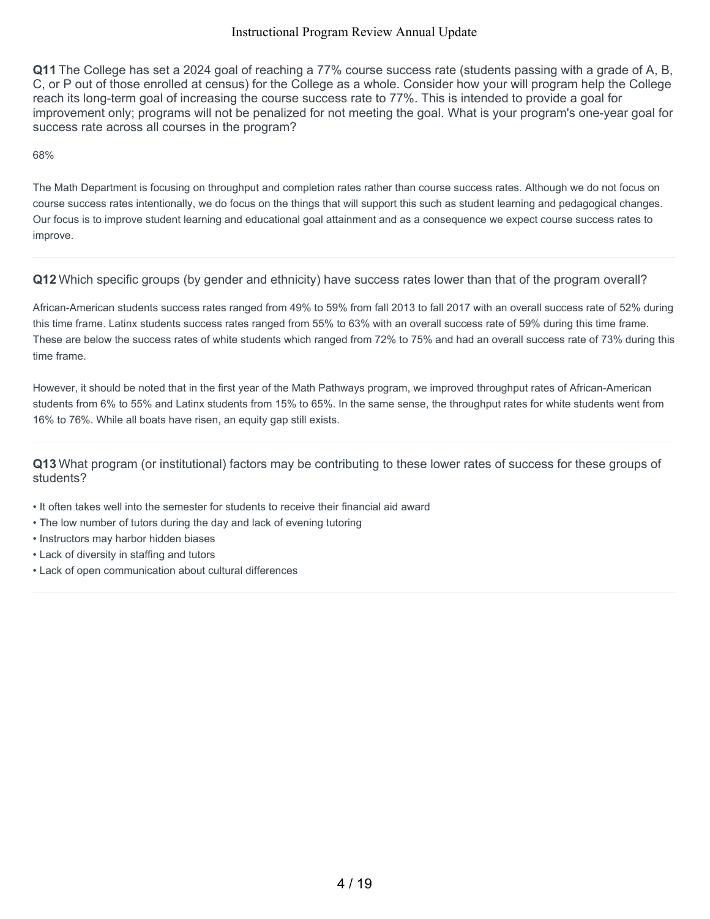**Q11** The College has set a 2024 goal of reaching a 77% course success rate (students passing with a grade of A, B, C, or P out of those enrolled at census) for the College as a whole. Consider how your will program help the College reach its long-term goal of increasing the course success rate to 77%. This is intended to provide a goal for improvement only; programs will not be penalized for not meeting the goal. What is your program's one-year goal for success rate across all courses in the program?

68%

The Math Department is focusing on throughput and completion rates rather than course success rates. Although we do not focus on course success rates intentionally, we do focus on the things that will support this such as student learning and pedagogical changes. Our focus is to improve student learning and educational goal attainment and as a consequence we expect course success rates to improve.

**Q12** Which specific groups (by gender and ethnicity) have success rates lower than that of the program overall?

African-American students success rates ranged from 49% to 59% from fall 2013 to fall 2017 with an overall success rate of 52% during this time frame. Latinx students success rates ranged from 55% to 63% with an overall success rate of 59% during this time frame. These are below the success rates of white students which ranged from 72% to 75% and had an overall success rate of 73% during this time frame.

However, it should be noted that in the first year of the Math Pathways program, we improved throughput rates of African-American students from 6% to 55% and Latinx students from 15% to 65%. In the same sense, the throughput rates for white students went from 16% to 76%. While all boats have risen, an equity gap still exists.

**Q13** What program (or institutional) factors may be contributing to these lower rates of success for these groups of students?

- It often takes well into the semester for students to receive their financial aid award
- The low number of tutors during the day and lack of evening tutoring
- Instructors may harbor hidden biases
- Lack of diversity in staffing and tutors
- Lack of open communication about cultural differences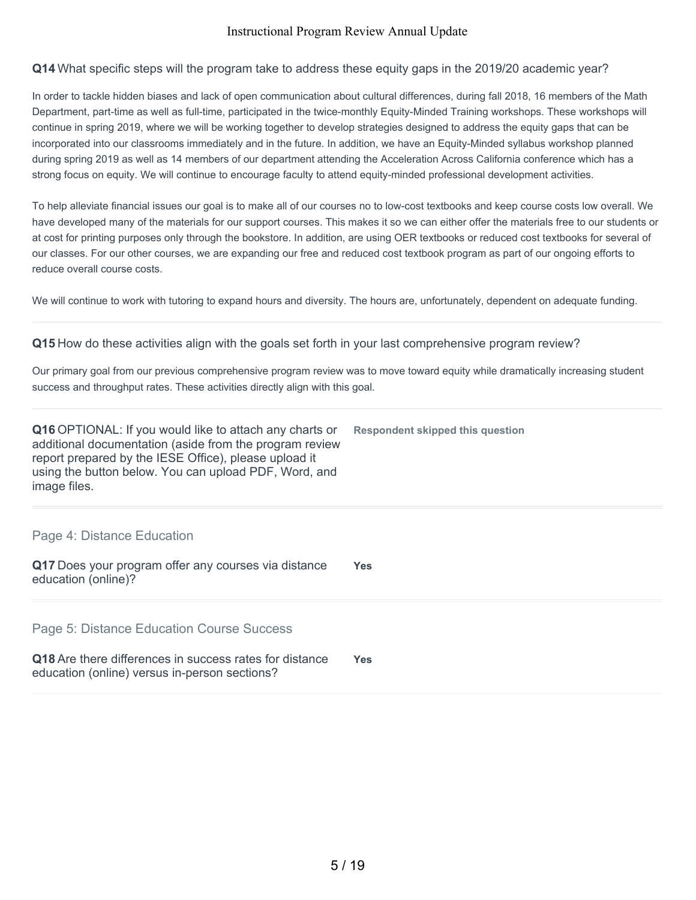**Q14** What specific steps will the program take to address these equity gaps in the 2019/20 academic year?

In order to tackle hidden biases and lack of open communication about cultural differences, during fall 2018, 16 members of the Math Department, part-time as well as full-time, participated in the twice-monthly Equity-Minded Training workshops. These workshops will continue in spring 2019, where we will be working together to develop strategies designed to address the equity gaps that can be incorporated into our classrooms immediately and in the future. In addition, we have an Equity-Minded syllabus workshop planned during spring 2019 as well as 14 members of our department attending the Acceleration Across California conference which has a strong focus on equity. We will continue to encourage faculty to attend equity-minded professional development activities.

To help alleviate financial issues our goal is to make all of our courses no to low-cost textbooks and keep course costs low overall. We have developed many of the materials for our support courses. This makes it so we can either offer the materials free to our students or at cost for printing purposes only through the bookstore. In addition, are using OER textbooks or reduced cost textbooks for several of our classes. For our other courses, we are expanding our free and reduced cost textbook program as part of our ongoing efforts to reduce overall course costs.

We will continue to work with tutoring to expand hours and diversity. The hours are, unfortunately, dependent on adequate funding.

**Q15** How do these activities align with the goals set forth in your last comprehensive program review?

Our primary goal from our previous comprehensive program review was to move toward equity while dramatically increasing student success and throughput rates. These activities directly align with this goal.

**Q16** OPTIONAL: If you would like to attach any charts or additional documentation (aside from the program review report prepared by the IESE Office), please upload it using the button below. You can upload PDF, Word, and image files.

**Respondent skipped this question**

## Page 4: Distance Education

**Q17** Does your program offer any courses via distance education (online)?

**Yes**

## Page 5: Distance Education Course Success

**Q18** Are there differences in success rates for distance education (online) versus in-person sections?

**Yes**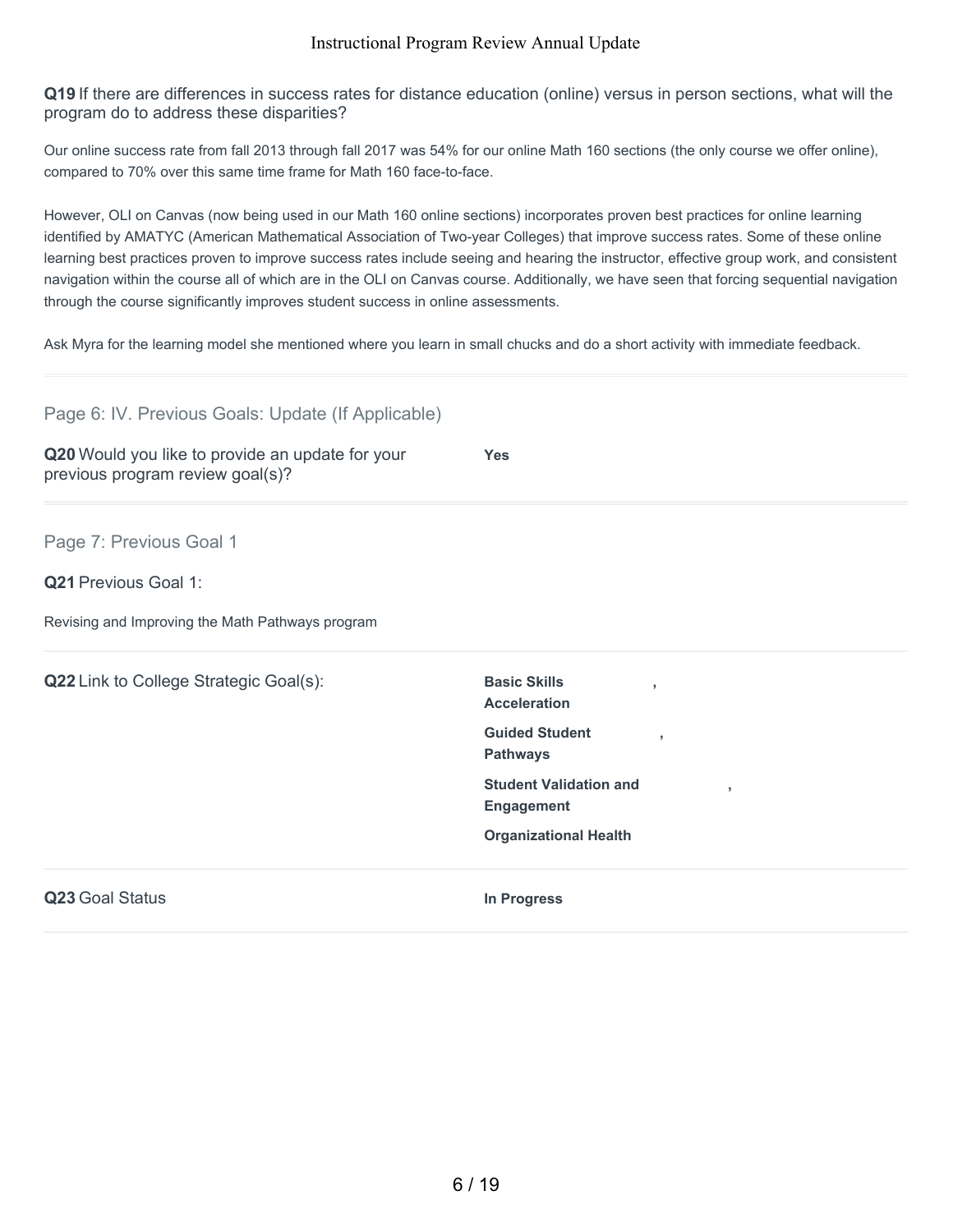**Q19** If there are differences in success rates for distance education (online) versus in person sections, what will the program do to address these disparities?

Our online success rate from fall 2013 through fall 2017 was 54% for our online Math 160 sections (the only course we offer online), compared to 70% over this same time frame for Math 160 face-to-face.

However, OLI on Canvas (now being used in our Math 160 online sections) incorporates proven best practices for online learning identified by AMATYC (American Mathematical Association of Two-year Colleges) that improve success rates. Some of these online learning best practices proven to improve success rates include seeing and hearing the instructor, effective group work, and consistent navigation within the course all of which are in the OLI on Canvas course. Additionally, we have seen that forcing sequential navigation through the course significantly improves student success in online assessments.

Ask Myra for the learning model she mentioned where you learn in small chucks and do a short activity with immediate feedback.

## Page 6: IV. Previous Goals: Update (If Applicable)

**Q20** Would you like to provide an update for your previous program review goal(s)?

**Yes**

## Page 7: Previous Goal 1

**Q21** Previous Goal 1:

Revising and Improving the Math Pathways program

**Q22** Link to College Strategic Goal(s):

**Basic Skills Acceleration**,
**Guided Student Pathways**,
**Student Validation and Engagement**,
**Organizational Health**

**Q23** Goal Status

**In Progress**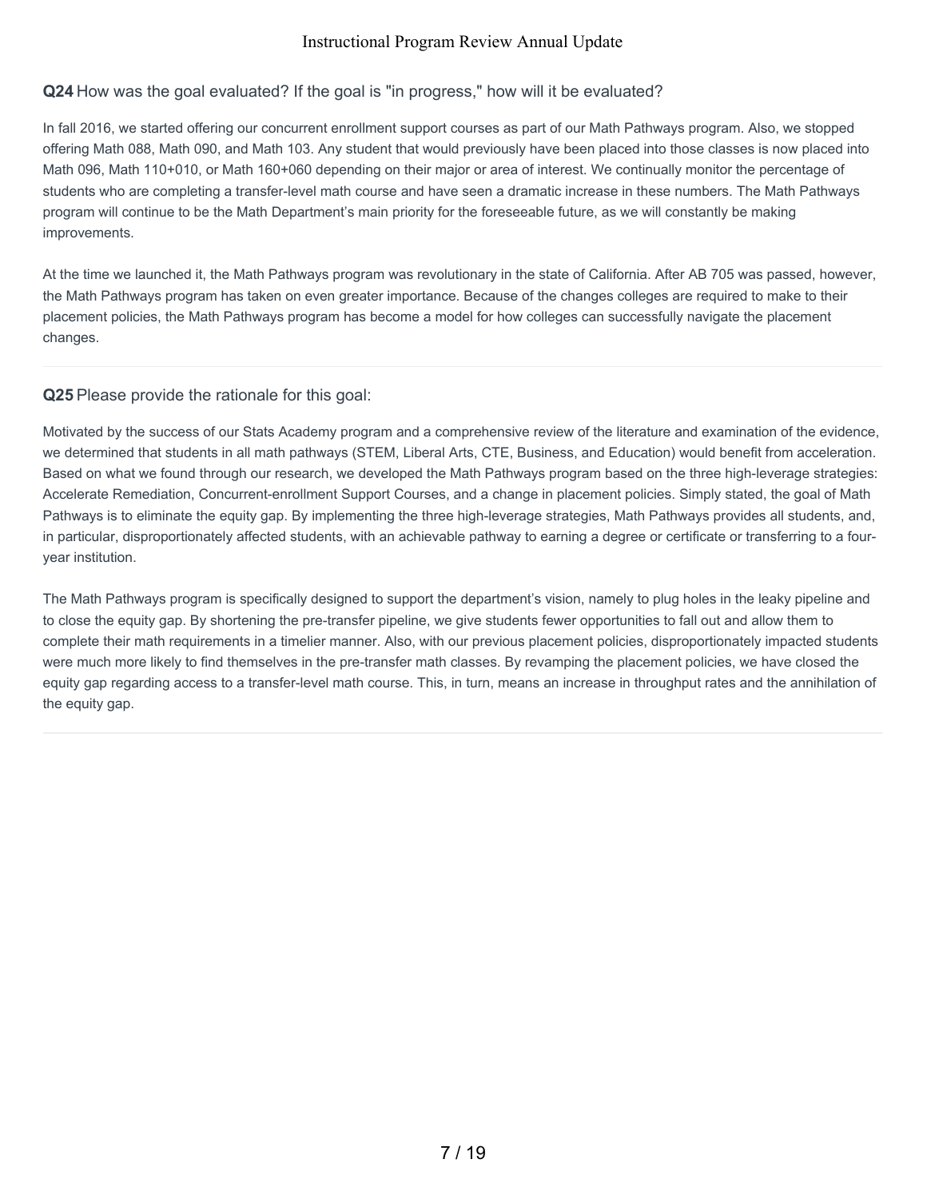**Q24** How was the goal evaluated? If the goal is "in progress," how will it be evaluated?

In fall 2016, we started offering our concurrent enrollment support courses as part of our Math Pathways program. Also, we stopped offering Math 088, Math 090, and Math 103. Any student that would previously have been placed into those classes is now placed into Math 096, Math 110+010, or Math 160+060 depending on their major or area of interest. We continually monitor the percentage of students who are completing a transfer-level math course and have seen a dramatic increase in these numbers. The Math Pathways program will continue to be the Math Department's main priority for the foreseeable future, as we will constantly be making improvements.

At the time we launched it, the Math Pathways program was revolutionary in the state of California. After AB 705 was passed, however, the Math Pathways program has taken on even greater importance. Because of the changes colleges are required to make to their placement policies, the Math Pathways program has become a model for how colleges can successfully navigate the placement changes.

**Q25** Please provide the rationale for this goal:

Motivated by the success of our Stats Academy program and a comprehensive review of the literature and examination of the evidence, we determined that students in all math pathways (STEM, Liberal Arts, CTE, Business, and Education) would benefit from acceleration. Based on what we found through our research, we developed the Math Pathways program based on the three high-leverage strategies: Accelerate Remediation, Concurrent-enrollment Support Courses, and a change in placement policies. Simply stated, the goal of Math Pathways is to eliminate the equity gap. By implementing the three high-leverage strategies, Math Pathways provides all students, and, in particular, disproportionately affected students, with an achievable pathway to earning a degree or certificate or transferring to a four-year institution.

The Math Pathways program is specifically designed to support the department's vision, namely to plug holes in the leaky pipeline and to close the equity gap. By shortening the pre-transfer pipeline, we give students fewer opportunities to fall out and allow them to complete their math requirements in a timelier manner. Also, with our previous placement policies, disproportionately impacted students were much more likely to find themselves in the pre-transfer math classes. By revamping the placement policies, we have closed the equity gap regarding access to a transfer-level math course. This, in turn, means an increase in throughput rates and the annihilation of the equity gap.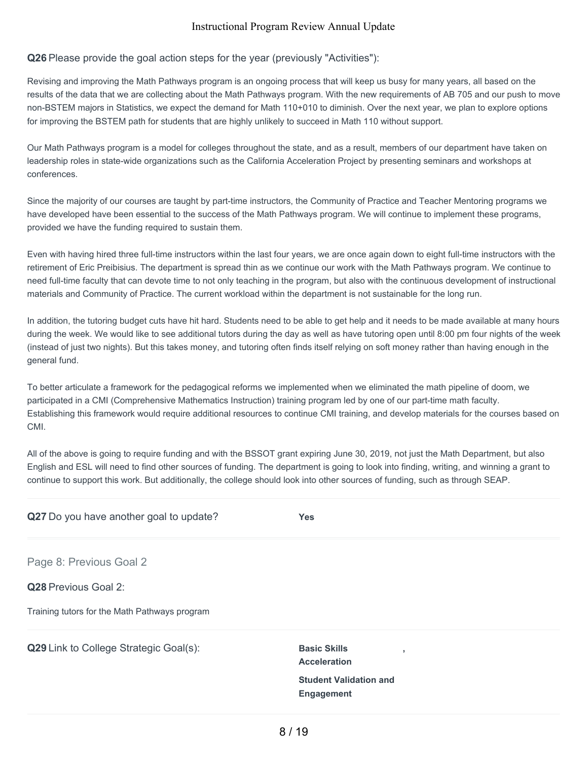**Q26** Please provide the goal action steps for the year (previously "Activities"):

Revising and improving the Math Pathways program is an ongoing process that will keep us busy for many years, all based on the results of the data that we are collecting about the Math Pathways program. With the new requirements of AB 705 and our push to move non-BSTEM majors in Statistics, we expect the demand for Math 110+010 to diminish. Over the next year, we plan to explore options for improving the BSTEM path for students that are highly unlikely to succeed in Math 110 without support.

Our Math Pathways program is a model for colleges throughout the state, and as a result, members of our department have taken on leadership roles in state-wide organizations such as the California Acceleration Project by presenting seminars and workshops at conferences.

Since the majority of our courses are taught by part-time instructors, the Community of Practice and Teacher Mentoring programs we have developed have been essential to the success of the Math Pathways program. We will continue to implement these programs, provided we have the funding required to sustain them.

Even with having hired three full-time instructors within the last four years, we are once again down to eight full-time instructors with the retirement of Eric Preibisius. The department is spread thin as we continue our work with the Math Pathways program. We continue to need full-time faculty that can devote time to not only teaching in the program, but also with the continuous development of instructional materials and Community of Practice. The current workload within the department is not sustainable for the long run.

In addition, the tutoring budget cuts have hit hard. Students need to be able to get help and it needs to be made available at many hours during the week. We would like to see additional tutors during the day as well as have tutoring open until 8:00 pm four nights of the week (instead of just two nights). But this takes money, and tutoring often finds itself relying on soft money rather than having enough in the general fund.

To better articulate a framework for the pedagogical reforms we implemented when we eliminated the math pipeline of doom, we participated in a CMI (Comprehensive Mathematics Instruction) training program led by one of our part-time math faculty. Establishing this framework would require additional resources to continue CMI training, and develop materials for the courses based on CMI.

All of the above is going to require funding and with the BSSOT grant expiring June 30, 2019, not just the Math Department, but also English and ESL will need to find other sources of funding. The department is going to look into finding, writing, and winning a grant to continue to support this work. But additionally, the college should look into other sources of funding, such as through SEAP.

**Q27** Do you have another goal to update? **Yes**

## Page 8: Previous Goal 2

**Q28** Previous Goal 2:

Training tutors for the Math Pathways program

**Q29** Link to College Strategic Goal(s): **Basic Skills Acceleration**, **Student Validation and Engagement**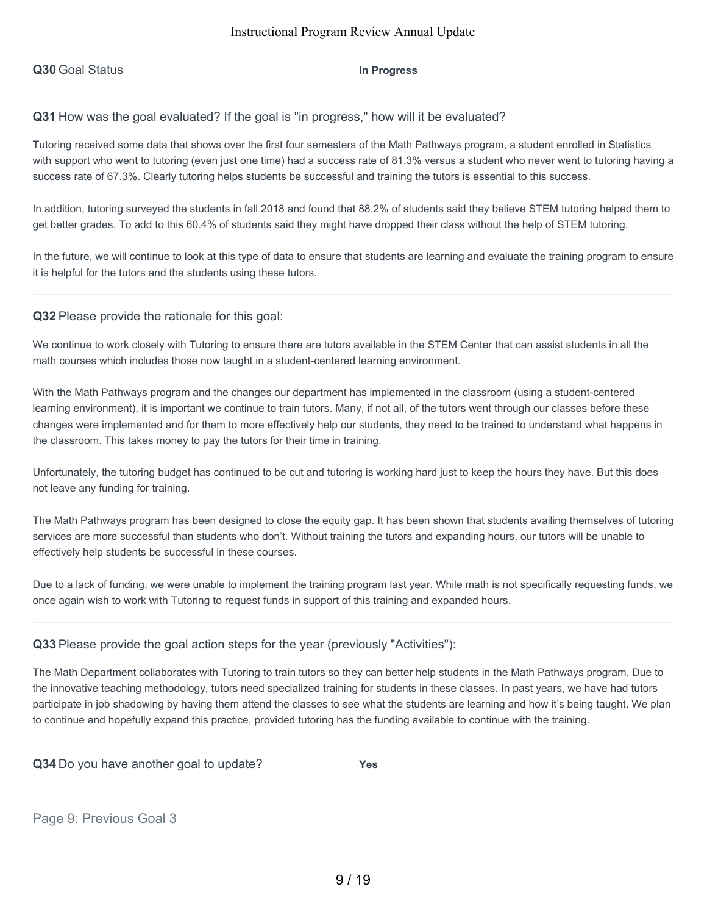**Q30** Goal Status **In Progress**

---

**Q31** How was the goal evaluated? If the goal is "in progress," how will it be evaluated?

Tutoring received some data that shows over the first four semesters of the Math Pathways program, a student enrolled in Statistics with support who went to tutoring (even just one time) had a success rate of 81.3% versus a student who never went to tutoring having a success rate of 67.3%. Clearly tutoring helps students be successful and training the tutors is essential to this success.

In addition, tutoring surveyed the students in fall 2018 and found that 88.2% of students said they believe STEM tutoring helped them to get better grades. To add to this 60.4% of students said they might have dropped their class without the help of STEM tutoring.

In the future, we will continue to look at this type of data to ensure that students are learning and evaluate the training program to ensure it is helpful for the tutors and the students using these tutors.

---

**Q32** Please provide the rationale for this goal:

We continue to work closely with Tutoring to ensure there are tutors available in the STEM Center that can assist students in all the math courses which includes those now taught in a student-centered learning environment.

With the Math Pathways program and the changes our department has implemented in the classroom (using a student-centered learning environment), it is important we continue to train tutors. Many, if not all, of the tutors went through our classes before these changes were implemented and for them to more effectively help our students, they need to be trained to understand what happens in the classroom. This takes money to pay the tutors for their time in training.

Unfortunately, the tutoring budget has continued to be cut and tutoring is working hard just to keep the hours they have. But this does not leave any funding for training.

The Math Pathways program has been designed to close the equity gap. It has been shown that students availing themselves of tutoring services are more successful than students who don't. Without training the tutors and expanding hours, our tutors will be unable to effectively help students be successful in these courses.

Due to a lack of funding, we were unable to implement the training program last year. While math is not specifically requesting funds, we once again wish to work with Tutoring to request funds in support of this training and expanded hours.

---

**Q33** Please provide the goal action steps for the year (previously "Activities"):

The Math Department collaborates with Tutoring to train tutors so they can better help students in the Math Pathways program. Due to the innovative teaching methodology, tutors need specialized training for students in these classes. In past years, we have had tutors participate in job shadowing by having them attend the classes to see what the students are learning and how it's being taught. We plan to continue and hopefully expand this practice, provided tutoring has the funding available to continue with the training.

---

**Q34** Do you have another goal to update? **Yes**

---

## Page 9: Previous Goal 3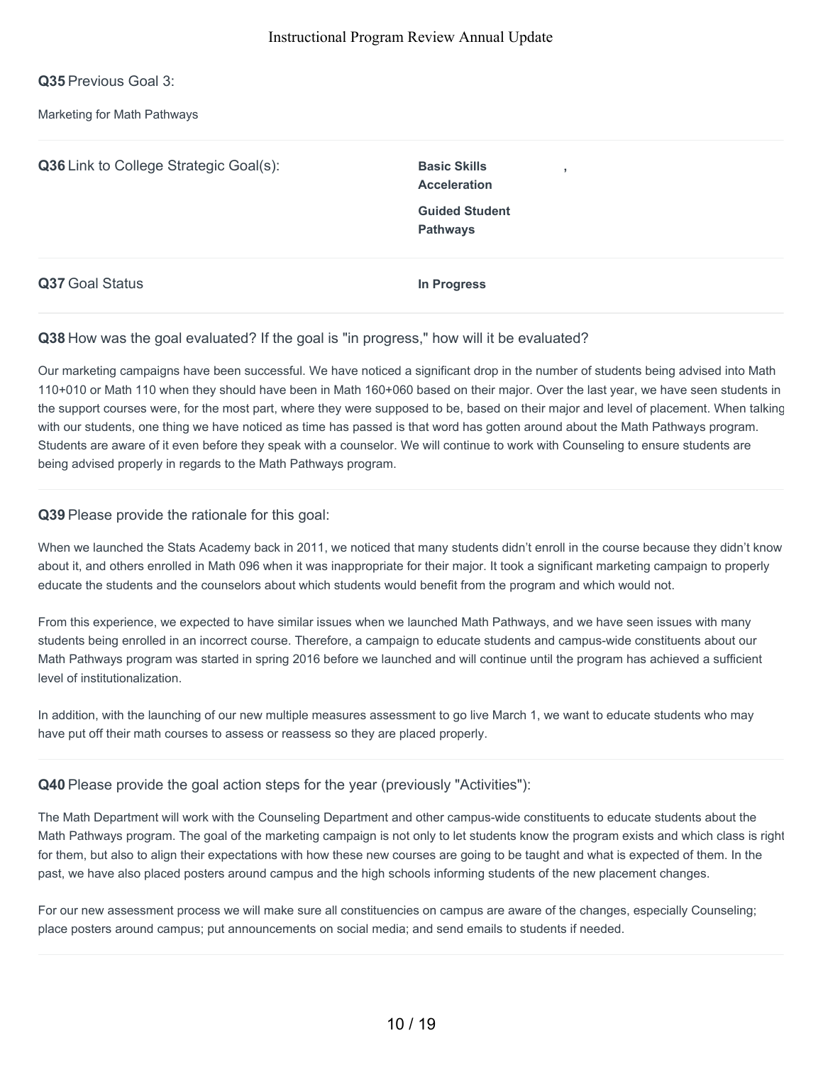**Q35** Previous Goal 3:

Marketing for Math Pathways

**Q36** Link to College Strategic Goal(s):

**Basic Skills Acceleration**,

**Guided Student Pathways**

**Q37** Goal Status

**In Progress**

**Q38** How was the goal evaluated? If the goal is "in progress," how will it be evaluated?

Our marketing campaigns have been successful. We have noticed a significant drop in the number of students being advised into Math 110+010 or Math 110 when they should have been in Math 160+060 based on their major. Over the last year, we have seen students in the support courses were, for the most part, where they were supposed to be, based on their major and level of placement. When talking with our students, one thing we have noticed as time has passed is that word has gotten around about the Math Pathways program. Students are aware of it even before they speak with a counselor. We will continue to work with Counseling to ensure students are being advised properly in regards to the Math Pathways program.

**Q39** Please provide the rationale for this goal:

When we launched the Stats Academy back in 2011, we noticed that many students didn't enroll in the course because they didn't know about it, and others enrolled in Math 096 when it was inappropriate for their major. It took a significant marketing campaign to properly educate the students and the counselors about which students would benefit from the program and which would not.

From this experience, we expected to have similar issues when we launched Math Pathways, and we have seen issues with many students being enrolled in an incorrect course. Therefore, a campaign to educate students and campus-wide constituents about our Math Pathways program was started in spring 2016 before we launched and will continue until the program has achieved a sufficient level of institutionalization.

In addition, with the launching of our new multiple measures assessment to go live March 1, we want to educate students who may have put off their math courses to assess or reassess so they are placed properly.

**Q40** Please provide the goal action steps for the year (previously "Activities"):

The Math Department will work with the Counseling Department and other campus-wide constituents to educate students about the Math Pathways program. The goal of the marketing campaign is not only to let students know the program exists and which class is right for them, but also to align their expectations with how these new courses are going to be taught and what is expected of them. In the past, we have also placed posters around campus and the high schools informing students of the new placement changes.

For our new assessment process we will make sure all constituencies on campus are aware of the changes, especially Counseling; place posters around campus; put announcements on social media; and send emails to students if needed.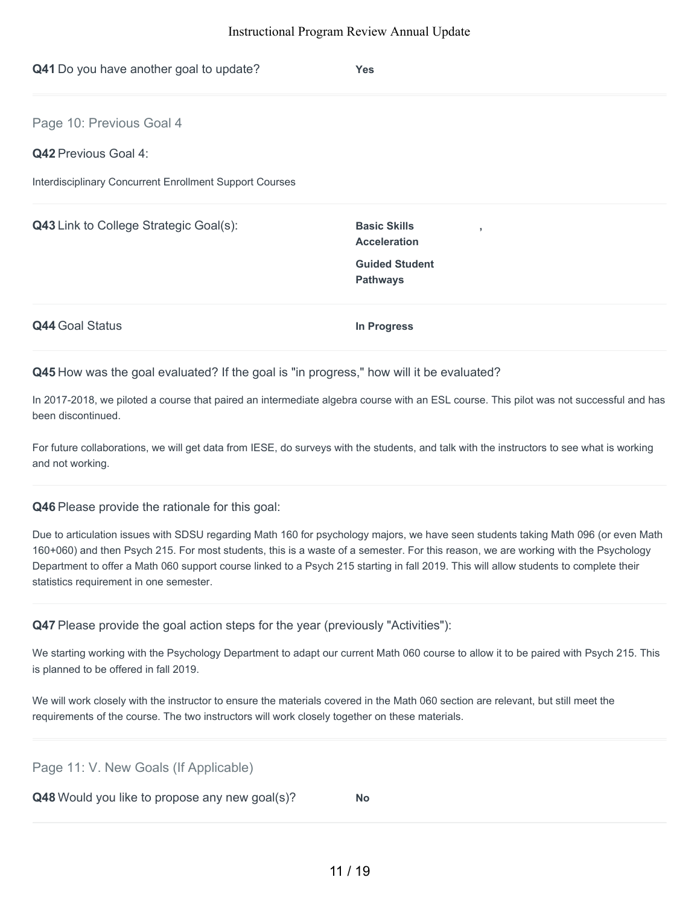**Q41** Do you have another goal to update? **Yes**

## Page 10: Previous Goal 4

**Q42** Previous Goal 4:

Interdisciplinary Concurrent Enrollment Support Courses

**Q43** Link to College Strategic Goal(s): **Basic Skills Acceleration** , **Guided Student Pathways**

**Q44** Goal Status **In Progress**

**Q45** How was the goal evaluated? If the goal is "in progress," how will it be evaluated?

In 2017-2018, we piloted a course that paired an intermediate algebra course with an ESL course. This pilot was not successful and has been discontinued.

For future collaborations, we will get data from IESE, do surveys with the students, and talk with the instructors to see what is working and not working.

**Q46** Please provide the rationale for this goal:

Due to articulation issues with SDSU regarding Math 160 for psychology majors, we have seen students taking Math 096 (or even Math 160+060) and then Psych 215. For most students, this is a waste of a semester. For this reason, we are working with the Psychology Department to offer a Math 060 support course linked to a Psych 215 starting in fall 2019. This will allow students to complete their statistics requirement in one semester.

**Q47** Please provide the goal action steps for the year (previously "Activities"):

We starting working with the Psychology Department to adapt our current Math 060 course to allow it to be paired with Psych 215. This is planned to be offered in fall 2019.

We will work closely with the instructor to ensure the materials covered in the Math 060 section are relevant, but still meet the requirements of the course. The two instructors will work closely together on these materials.

## Page 11: V. New Goals (If Applicable)

**Q48** Would you like to propose any new goal(s)? **No**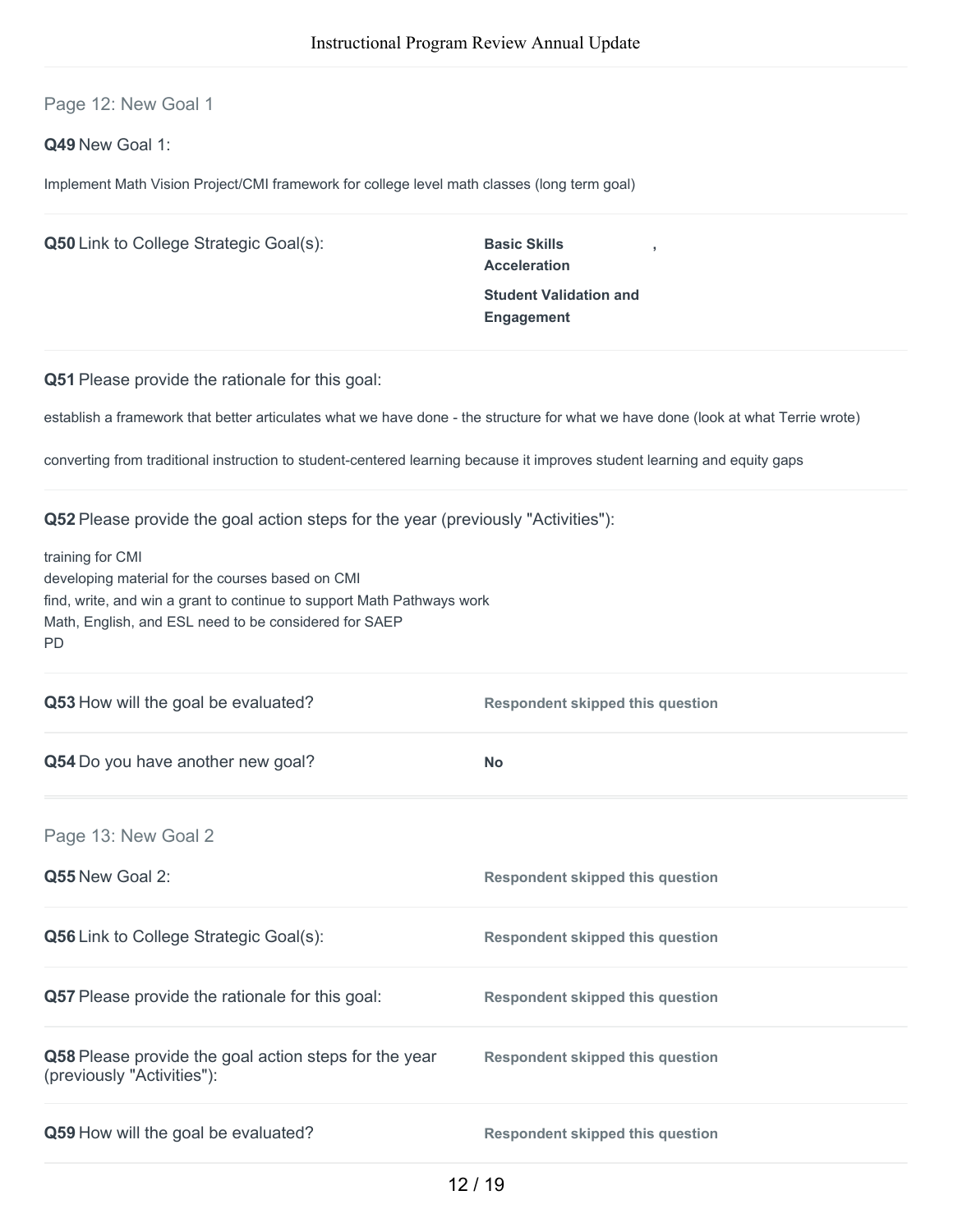## Page 12: New Goal 1

**Q49** New Goal 1:

Implement Math Vision Project/CMI framework for college level math classes (long term goal)

**Q50** Link to College Strategic Goal(s):

**Basic Skills Acceleration** ,

**Student Validation and Engagement**

**Q51** Please provide the rationale for this goal:

establish a framework that better articulates what we have done - the structure for what we have done (look at what Terrie wrote)

converting from traditional instruction to student-centered learning because it improves student learning and equity gaps

**Q52** Please provide the goal action steps for the year (previously "Activities"):

training for CMI
developing material for the courses based on CMI
find, write, and win a grant to continue to support Math Pathways work
Math, English, and ESL need to be considered for SAEP
PD

**Q53** How will the goal be evaluated? **Respondent skipped this question**

**Q54** Do you have another new goal? **No**

## Page 13: New Goal 2

**Q55** New Goal 2: **Respondent skipped this question**

**Q56** Link to College Strategic Goal(s): **Respondent skipped this question**

**Q57** Please provide the rationale for this goal: **Respondent skipped this question**

**Q58** Please provide the goal action steps for the year (previously "Activities"): **Respondent skipped this question**

**Q59** How will the goal be evaluated? **Respondent skipped this question**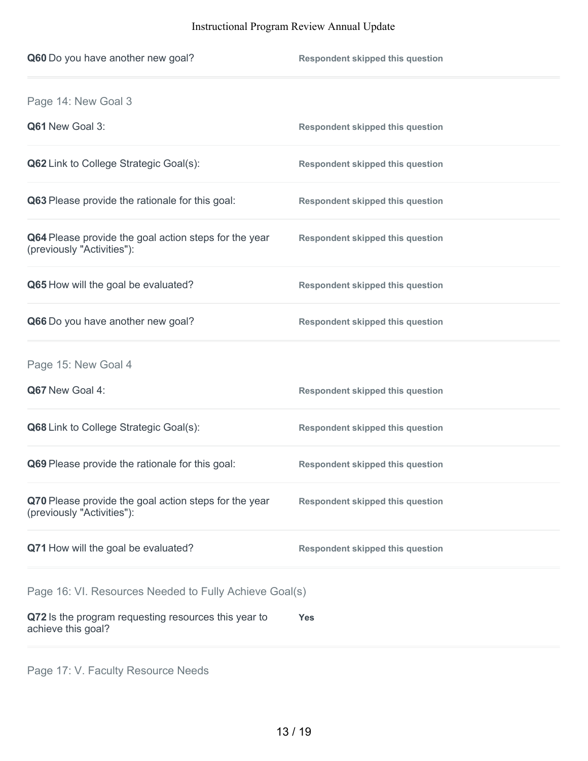**Q60** Do you have another new goal? **Respondent skipped this question**

## Page 14: New Goal 3

**Q61** New Goal 3: **Respondent skipped this question**

**Q62** Link to College Strategic Goal(s): **Respondent skipped this question**

**Q63** Please provide the rationale for this goal: **Respondent skipped this question**

**Q64** Please provide the goal action steps for the year (previously "Activities"): **Respondent skipped this question**

**Q65** How will the goal be evaluated? **Respondent skipped this question**

**Q66** Do you have another new goal? **Respondent skipped this question**

## Page 15: New Goal 4

**Q67** New Goal 4: **Respondent skipped this question**

**Q68** Link to College Strategic Goal(s): **Respondent skipped this question**

**Q69** Please provide the rationale for this goal: **Respondent skipped this question**

**Q70** Please provide the goal action steps for the year (previously "Activities"): **Respondent skipped this question**

**Q71** How will the goal be evaluated? **Respondent skipped this question**

## Page 16: VI. Resources Needed to Fully Achieve Goal(s)

**Q72** Is the program requesting resources this year to achieve this goal? **Yes**

## Page 17: V. Faculty Resource Needs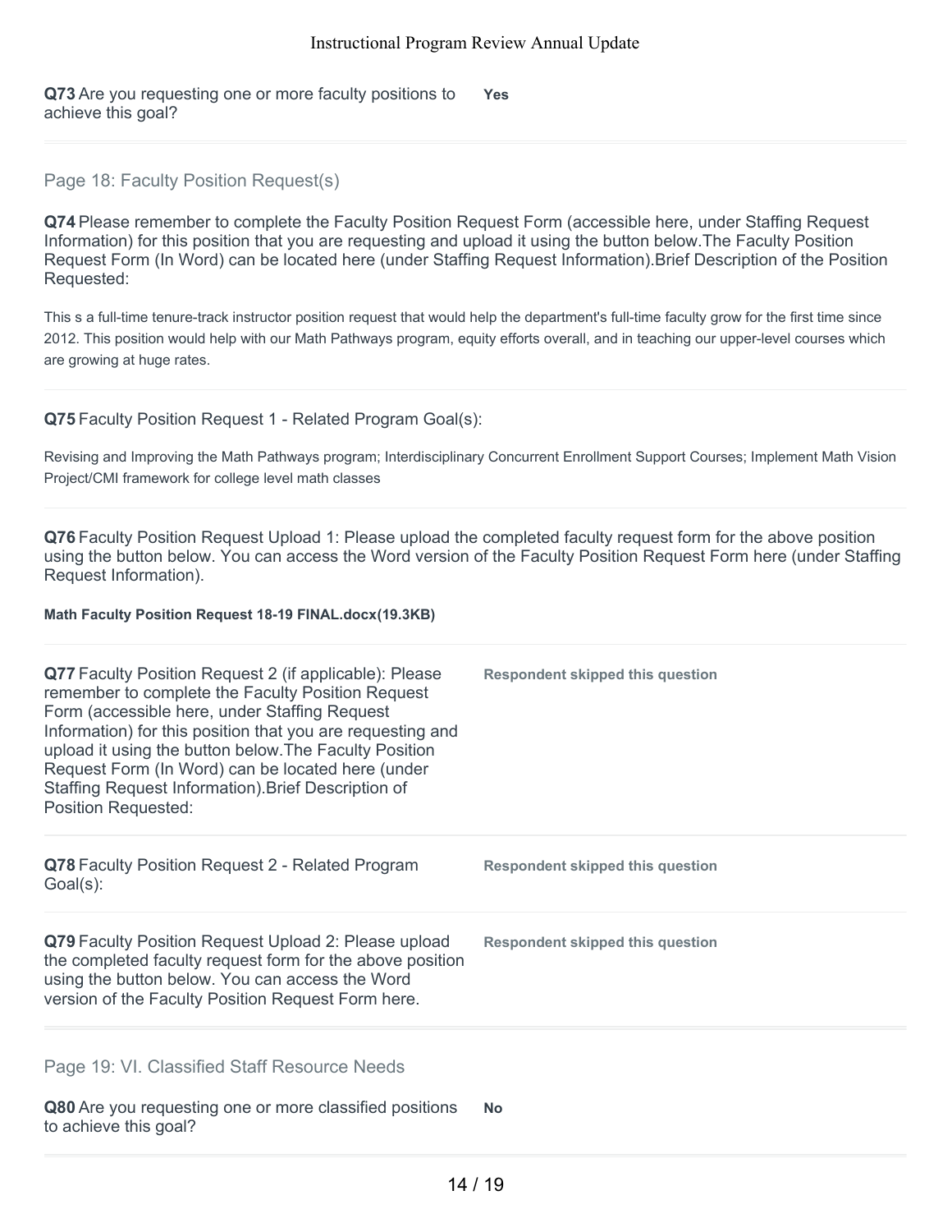**Q73** Are you requesting one or more faculty positions to achieve this goal?

**Yes**

## Page 18: Faculty Position Request(s)

**Q74** Please remember to complete the Faculty Position Request Form (accessible here, under Staffing Request Information) for this position that you are requesting and upload it using the button below.The Faculty Position Request Form (In Word) can be located here (under Staffing Request Information).Brief Description of the Position Requested:

This s a full-time tenure-track instructor position request that would help the department's full-time faculty grow for the first time since 2012. This position would help with our Math Pathways program, equity efforts overall, and in teaching our upper-level courses which are growing at huge rates.

**Q75** Faculty Position Request 1 - Related Program Goal(s):

Revising and Improving the Math Pathways program; Interdisciplinary Concurrent Enrollment Support Courses; Implement Math Vision Project/CMI framework for college level math classes

**Q76** Faculty Position Request Upload 1: Please upload the completed faculty request form for the above position using the button below. You can access the Word version of the Faculty Position Request Form here (under Staffing Request Information).

**Math Faculty Position Request 18-19 FINAL.docx(19.3KB)**

**Q77** Faculty Position Request 2 (if applicable): Please remember to complete the Faculty Position Request Form (accessible here, under Staffing Request Information) for this position that you are requesting and upload it using the button below.The Faculty Position Request Form (In Word) can be located here (under Staffing Request Information).Brief Description of Position Requested:

**Respondent skipped this question**

**Q78** Faculty Position Request 2 - Related Program Goal(s):

**Respondent skipped this question**

**Q79** Faculty Position Request Upload 2: Please upload the completed faculty request form for the above position using the button below. You can access the Word version of the Faculty Position Request Form here.

**Respondent skipped this question**

## Page 19: VI. Classified Staff Resource Needs

**Q80** Are you requesting one or more classified positions to achieve this goal?

**No**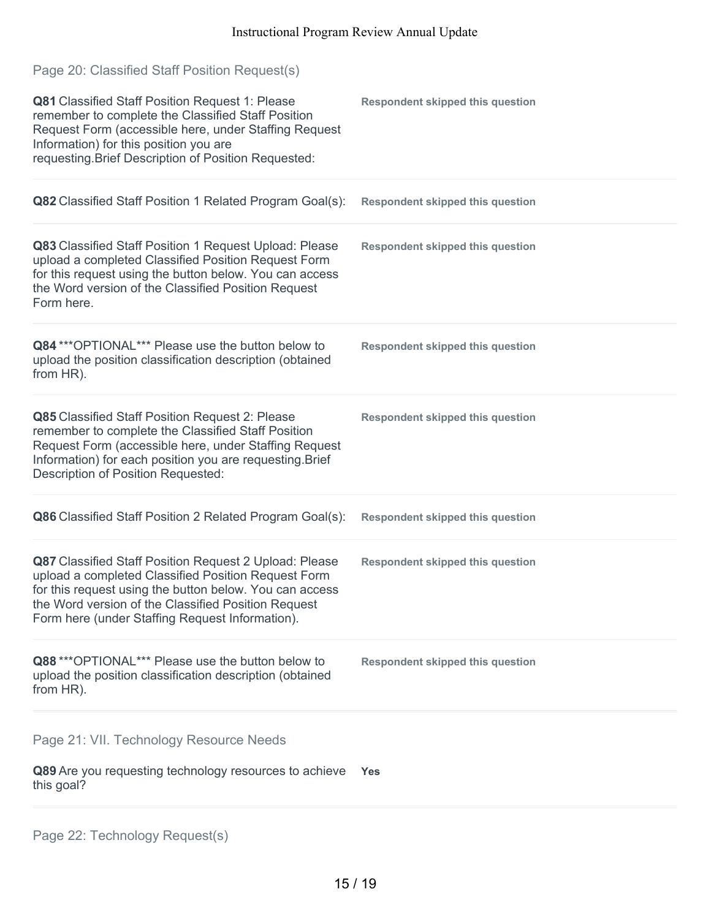## Page 20: Classified Staff Position Request(s)

**Q81** Classified Staff Position Request 1: Please remember to complete the Classified Staff Position Request Form (accessible here, under Staffing Request Information) for this position you are requesting.Brief Description of Position Requested:

**Respondent skipped this question**

**Q82** Classified Staff Position 1 Related Program Goal(s):

**Respondent skipped this question**

**Q83** Classified Staff Position 1 Request Upload: Please upload a completed Classified Position Request Form for this request using the button below. You can access the Word version of the Classified Position Request Form here.

**Respondent skipped this question**

**Q84** ***OPTIONAL*** Please use the button below to upload the position classification description (obtained from HR).

**Respondent skipped this question**

**Q85** Classified Staff Position Request 2: Please remember to complete the Classified Staff Position Request Form (accessible here, under Staffing Request Information) for each position you are requesting.Brief Description of Position Requested:

**Respondent skipped this question**

**Q86** Classified Staff Position 2 Related Program Goal(s):

**Respondent skipped this question**

**Q87** Classified Staff Position Request 2 Upload: Please upload a completed Classified Position Request Form for this request using the button below. You can access the Word version of the Classified Position Request Form here (under Staffing Request Information).

**Respondent skipped this question**

**Q88** ***OPTIONAL*** Please use the button below to upload the position classification description (obtained from HR).

**Respondent skipped this question**

## Page 21: VII. Technology Resource Needs

**Q89** Are you requesting technology resources to achieve this goal?

**Yes**

## Page 22: Technology Request(s)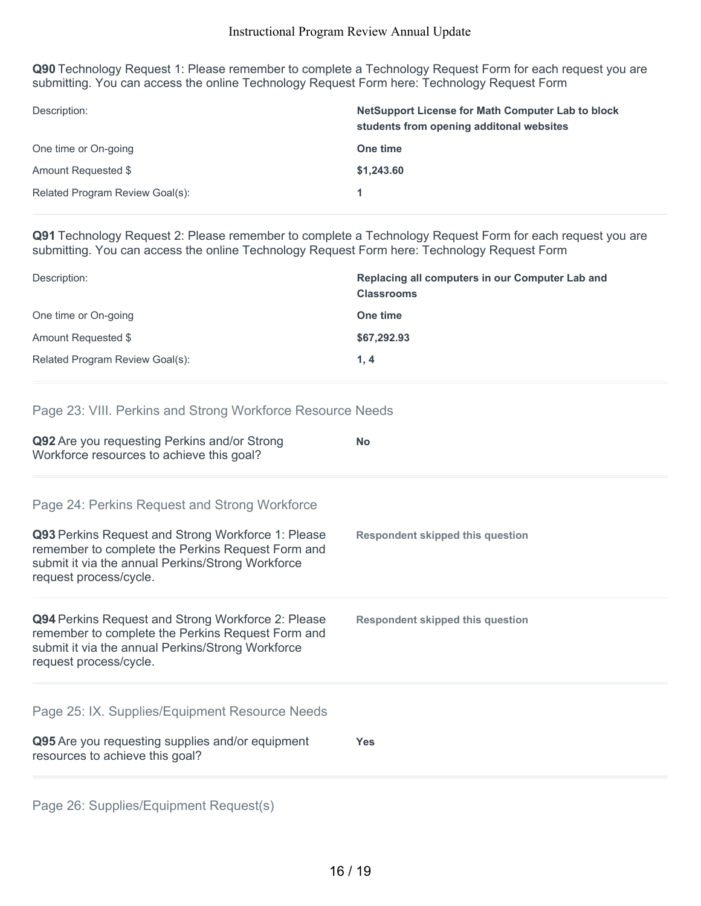**Q90** Technology Request 1: Please remember to complete a Technology Request Form for each request you are submitting. You can access the online Technology Request Form here: Technology Request Form

| | |
|---|---|
| Description: | **NetSupport License for Math Computer Lab to block students from opening additonal websites** |
| One time or On-going | **One time** |
| Amount Requested $ | **$1,243.60** |
| Related Program Review Goal(s): | **1** |

**Q91** Technology Request 2: Please remember to complete a Technology Request Form for each request you are submitting. You can access the online Technology Request Form here: Technology Request Form

| | |
|---|---|
| Description: | **Replacing all computers in our Computer Lab and Classrooms** |
| One time or On-going | **One time** |
| Amount Requested $ | **$67,292.93** |
| Related Program Review Goal(s): | **1, 4** |

## Page 23: VIII. Perkins and Strong Workforce Resource Needs

**Q92** Are you requesting Perkins and/or Strong Workforce resources to achieve this goal?

**No**

## Page 24: Perkins Request and Strong Workforce

**Q93** Perkins Request and Strong Workforce 1: Please remember to complete the Perkins Request Form and submit it via the annual Perkins/Strong Workforce request process/cycle.

**Respondent skipped this question**

**Q94** Perkins Request and Strong Workforce 2: Please remember to complete the Perkins Request Form and submit it via the annual Perkins/Strong Workforce request process/cycle.

**Respondent skipped this question**

## Page 25: IX. Supplies/Equipment Resource Needs

**Q95** Are you requesting supplies and/or equipment resources to achieve this goal?

**Yes**

## Page 26: Supplies/Equipment Request(s)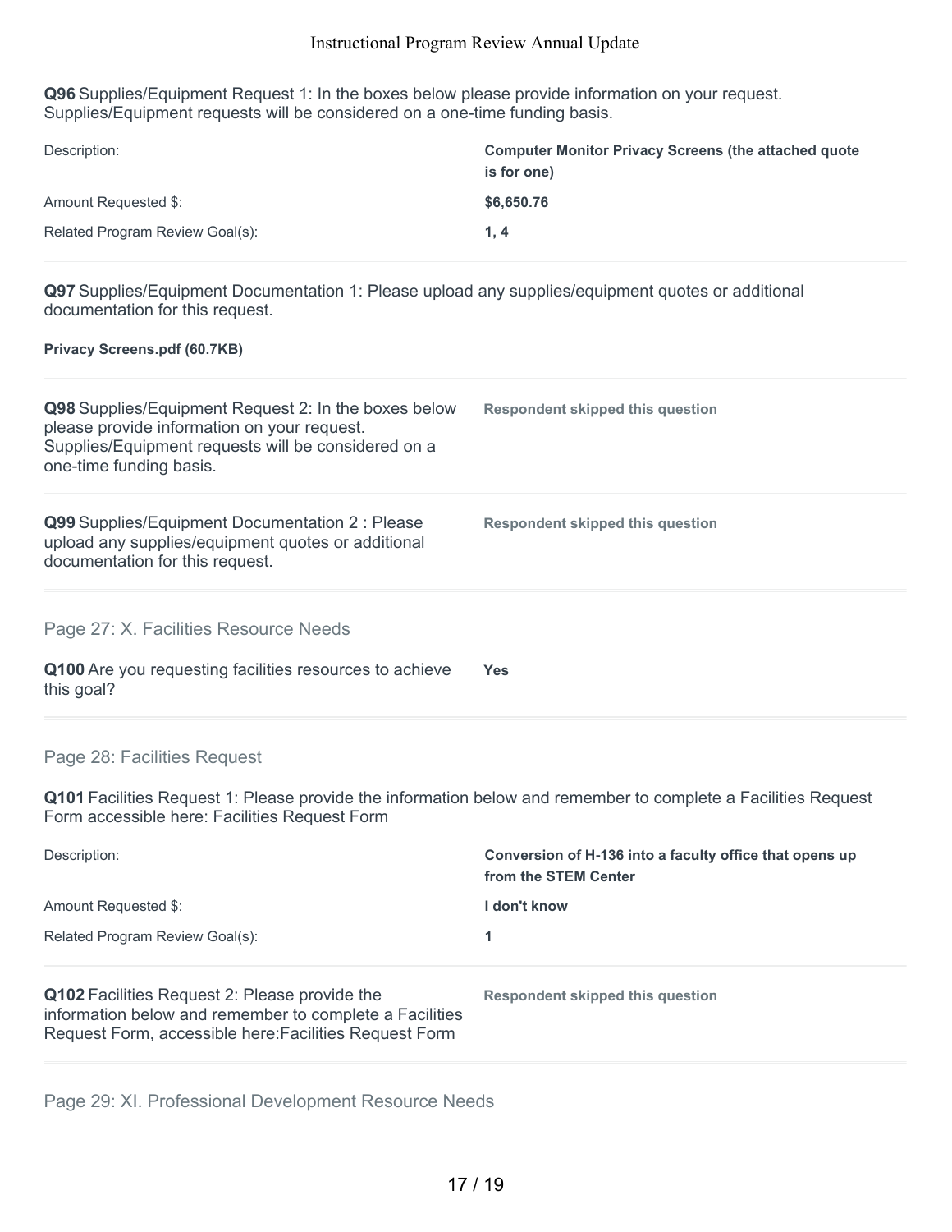**Q96** Supplies/Equipment Request 1: In the boxes below please provide information on your request. Supplies/Equipment requests will be considered on a one-time funding basis.

| | |
|---|---|
| Description: | **Computer Monitor Privacy Screens (the attached quote is for one)** |
| Amount Requested $: | **$6,650.76** |
| Related Program Review Goal(s): | **1, 4** |

**Q97** Supplies/Equipment Documentation 1: Please upload any supplies/equipment quotes or additional documentation for this request.

**Privacy Screens.pdf (60.7KB)**

**Q98** Supplies/Equipment Request 2: In the boxes below please provide information on your request. Supplies/Equipment requests will be considered on a one-time funding basis.

**Respondent skipped this question**

**Q99** Supplies/Equipment Documentation 2 : Please upload any supplies/equipment quotes or additional documentation for this request.

**Respondent skipped this question**

## Page 27: X. Facilities Resource Needs

**Q100** Are you requesting facilities resources to achieve this goal?

**Yes**

## Page 28: Facilities Request

**Q101** Facilities Request 1: Please provide the information below and remember to complete a Facilities Request Form accessible here: Facilities Request Form

| | |
|---|---|
| Description: | **Conversion of H-136 into a faculty office that opens up from the STEM Center** |
| Amount Requested $: | **I don't know** |
| Related Program Review Goal(s): | **1** |

**Q102** Facilities Request 2: Please provide the information below and remember to complete a Facilities Request Form, accessible here:Facilities Request Form

**Respondent skipped this question**

## Page 29: XI. Professional Development Resource Needs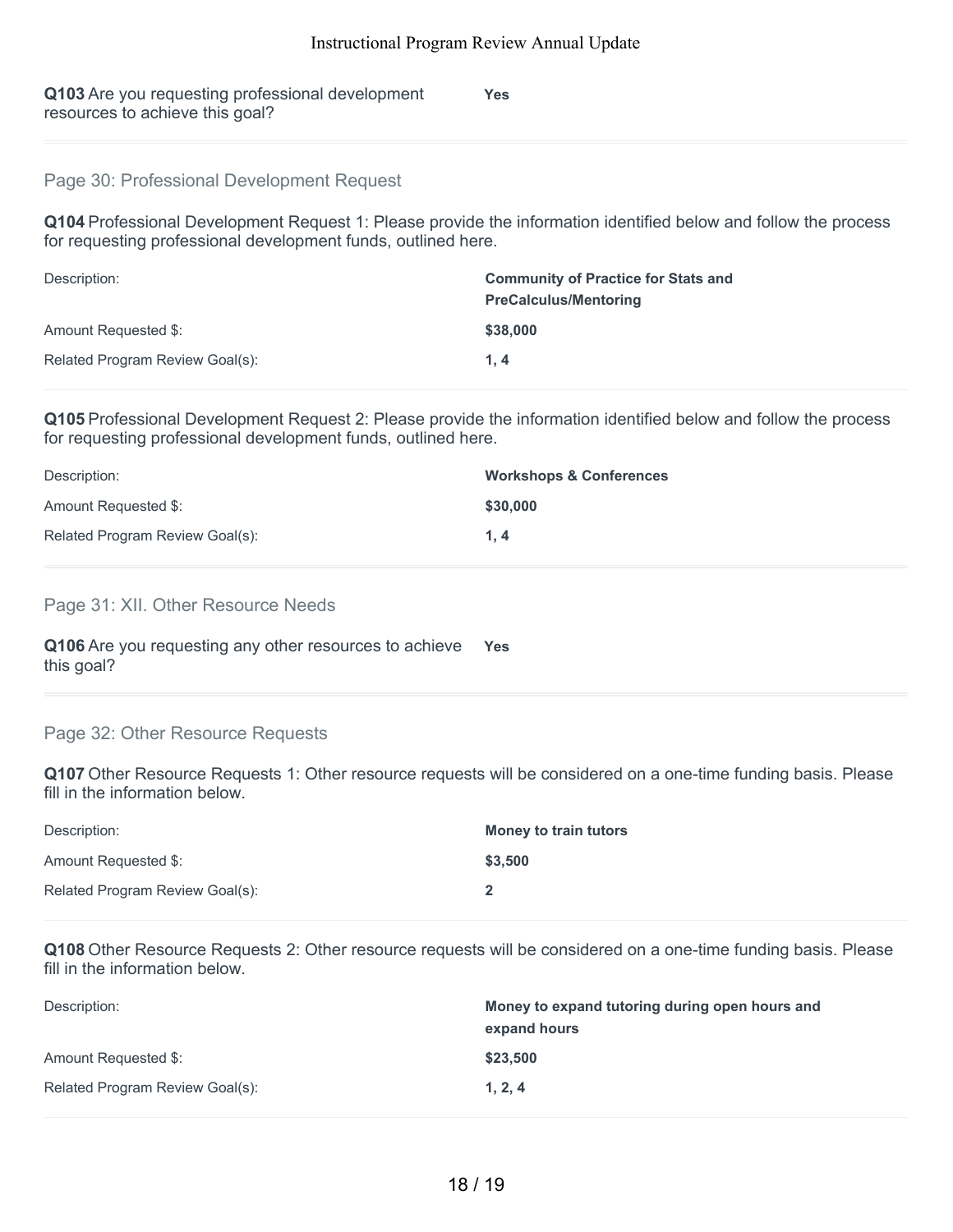**Q103** Are you requesting professional development resources to achieve this goal? **Yes**

## Page 30: Professional Development Request

**Q104** Professional Development Request 1: Please provide the information identified below and follow the process for requesting professional development funds, outlined here.

| | |
|---|---|
| Description: | **Community of Practice for Stats and PreCalculus/Mentoring** |
| Amount Requested $: | **$38,000** |
| Related Program Review Goal(s): | **1, 4** |

**Q105** Professional Development Request 2: Please provide the information identified below and follow the process for requesting professional development funds, outlined here.

| | |
|---|---|
| Description: | **Workshops & Conferences** |
| Amount Requested $: | **$30,000** |
| Related Program Review Goal(s): | **1, 4** |

## Page 31: XII. Other Resource Needs

**Q106** Are you requesting any other resources to achieve this goal? **Yes**

## Page 32: Other Resource Requests

**Q107** Other Resource Requests 1: Other resource requests will be considered on a one-time funding basis. Please fill in the information below.

| | |
|---|---|
| Description: | **Money to train tutors** |
| Amount Requested $: | **$3,500** |
| Related Program Review Goal(s): | **2** |

**Q108** Other Resource Requests 2: Other resource requests will be considered on a one-time funding basis. Please fill in the information below.

| | |
|---|---|
| Description: | **Money to expand tutoring during open hours and expand hours** |
| Amount Requested $: | **$23,500** |
| Related Program Review Goal(s): | **1, 2, 4** |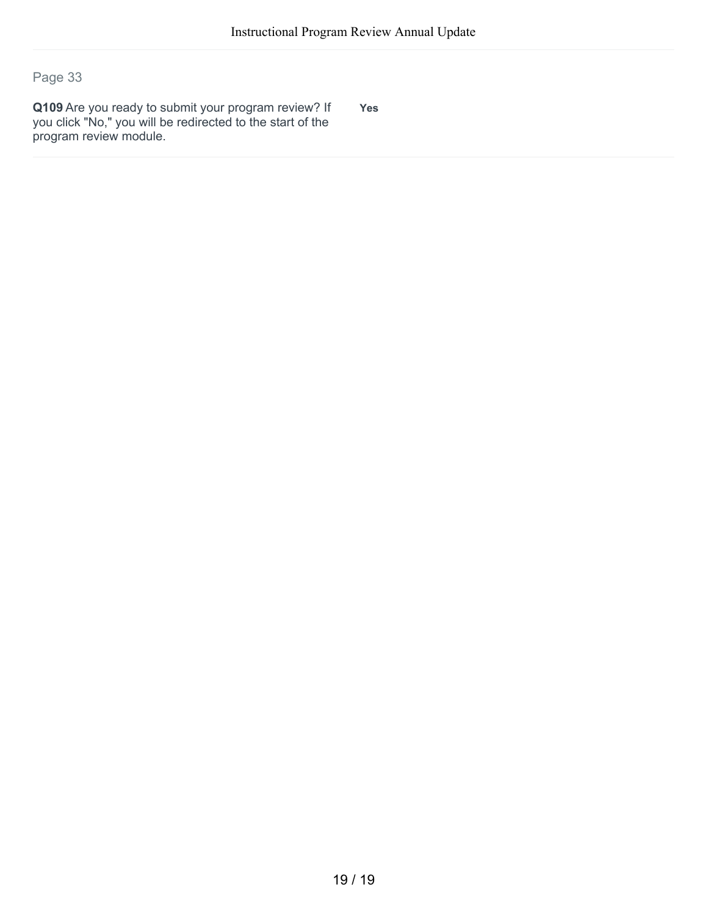Page 33

**Q109** Are you ready to submit your program review? If you click "No," you will be redirected to the start of the program review module.

**Yes**